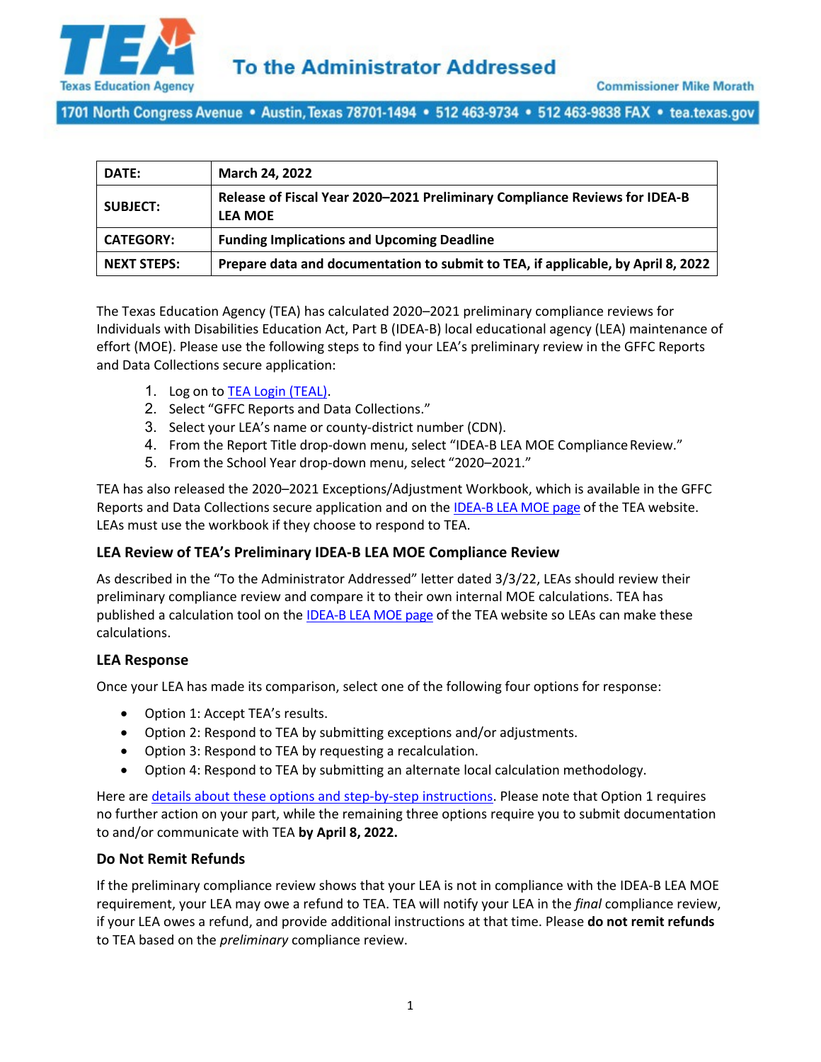**TEA** Texas Education Agency

# To the Administrator Addressed

Commissioner Mike Morath

1701 North Congress Avenue • Austin, Texas 78701-1494 • 512 463-9734 • 512 463-9838 FAX • tea.texas.gov

| | |
|---|---|
| **DATE:** | **March 24, 2022** |
| **SUBJECT:** | **Release of Fiscal Year 2020–2021 Preliminary Compliance Reviews for IDEA-B LEA MOE** |
| **CATEGORY:** | **Funding Implications and Upcoming Deadline** |
| **NEXT STEPS:** | **Prepare data and documentation to submit to TEA, if applicable, by April 8, 2022** |

The Texas Education Agency (TEA) has calculated 2020–2021 preliminary compliance reviews for Individuals with Disabilities Education Act, Part B (IDEA-B) local educational agency (LEA) maintenance of effort (MOE). Please use the following steps to find your LEA's preliminary review in the GFFC Reports and Data Collections secure application:

1. Log on to TEA Login (TEAL).
2. Select "GFFC Reports and Data Collections."
3. Select your LEA's name or county-district number (CDN).
4. From the Report Title drop-down menu, select "IDEA-B LEA MOE Compliance Review."
5. From the School Year drop-down menu, select "2020–2021."

TEA has also released the 2020–2021 Exceptions/Adjustment Workbook, which is available in the GFFC Reports and Data Collections secure application and on the IDEA-B LEA MOE page of the TEA website. LEAs must use the workbook if they choose to respond to TEA.

### LEA Review of TEA's Preliminary IDEA-B LEA MOE Compliance Review

As described in the "To the Administrator Addressed" letter dated 3/3/22, LEAs should review their preliminary compliance review and compare it to their own internal MOE calculations. TEA has published a calculation tool on the IDEA-B LEA MOE page of the TEA website so LEAs can make these calculations.

### LEA Response

Once your LEA has made its comparison, select one of the following four options for response:

- Option 1: Accept TEA's results.
- Option 2: Respond to TEA by submitting exceptions and/or adjustments.
- Option 3: Respond to TEA by requesting a recalculation.
- Option 4: Respond to TEA by submitting an alternate local calculation methodology.

Here are details about these options and step-by-step instructions. Please note that Option 1 requires no further action on your part, while the remaining three options require you to submit documentation to and/or communicate with TEA **by April 8, 2022.**

### Do Not Remit Refunds

If the preliminary compliance review shows that your LEA is not in compliance with the IDEA-B LEA MOE requirement, your LEA may owe a refund to TEA. TEA will notify your LEA in the *final* compliance review, if your LEA owes a refund, and provide additional instructions at that time. Please **do not remit refunds** to TEA based on the *preliminary* compliance review.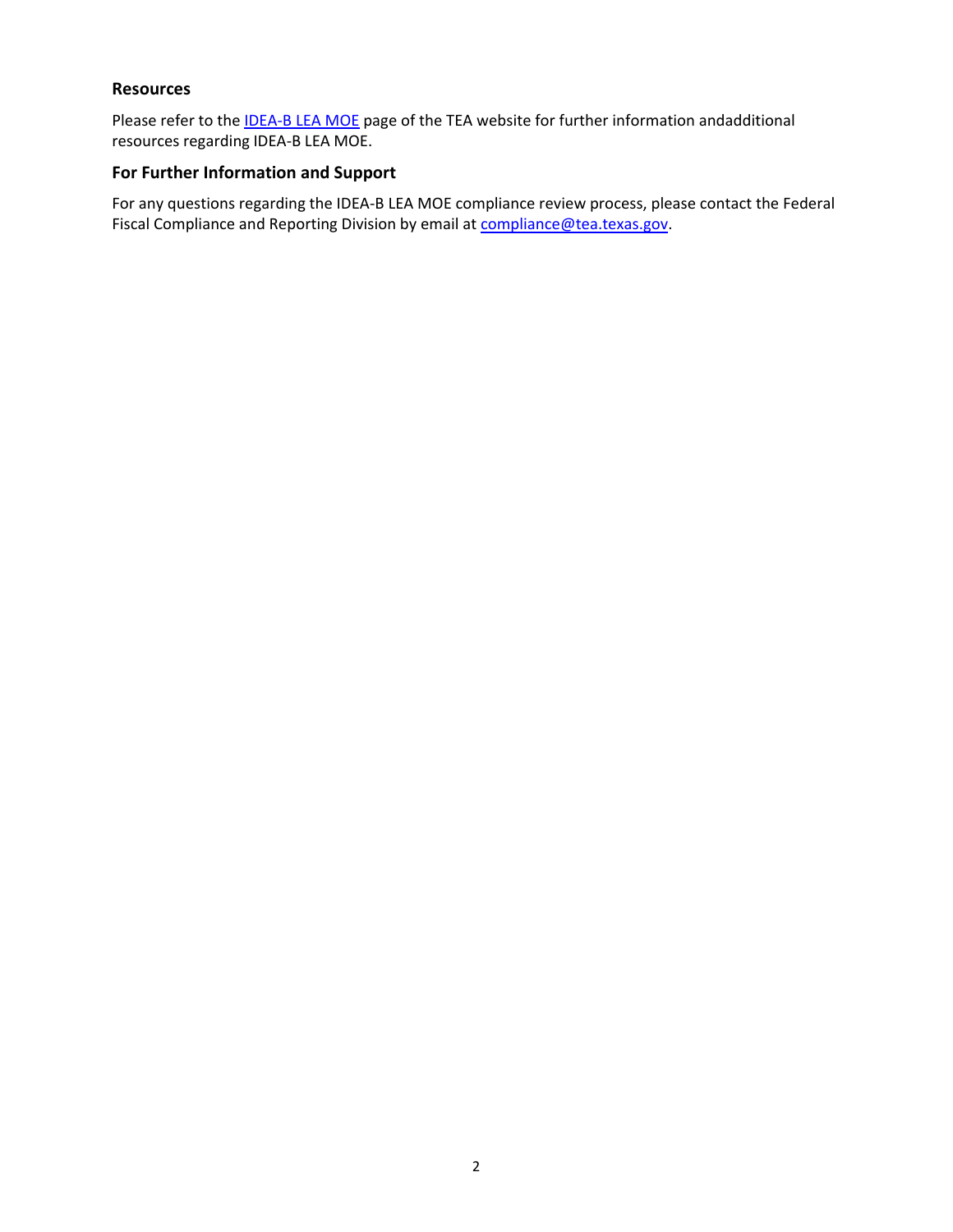### Resources

Please refer to the [IDEA-B LEA MOE]() page of the TEA website for further information andadditional resources regarding IDEA-B LEA MOE.

### For Further Information and Support

For any questions regarding the IDEA-B LEA MOE compliance review process, please contact the Federal Fiscal Compliance and Reporting Division by email at [compliance@tea.texas.gov](mailto:compliance@tea.texas.gov).